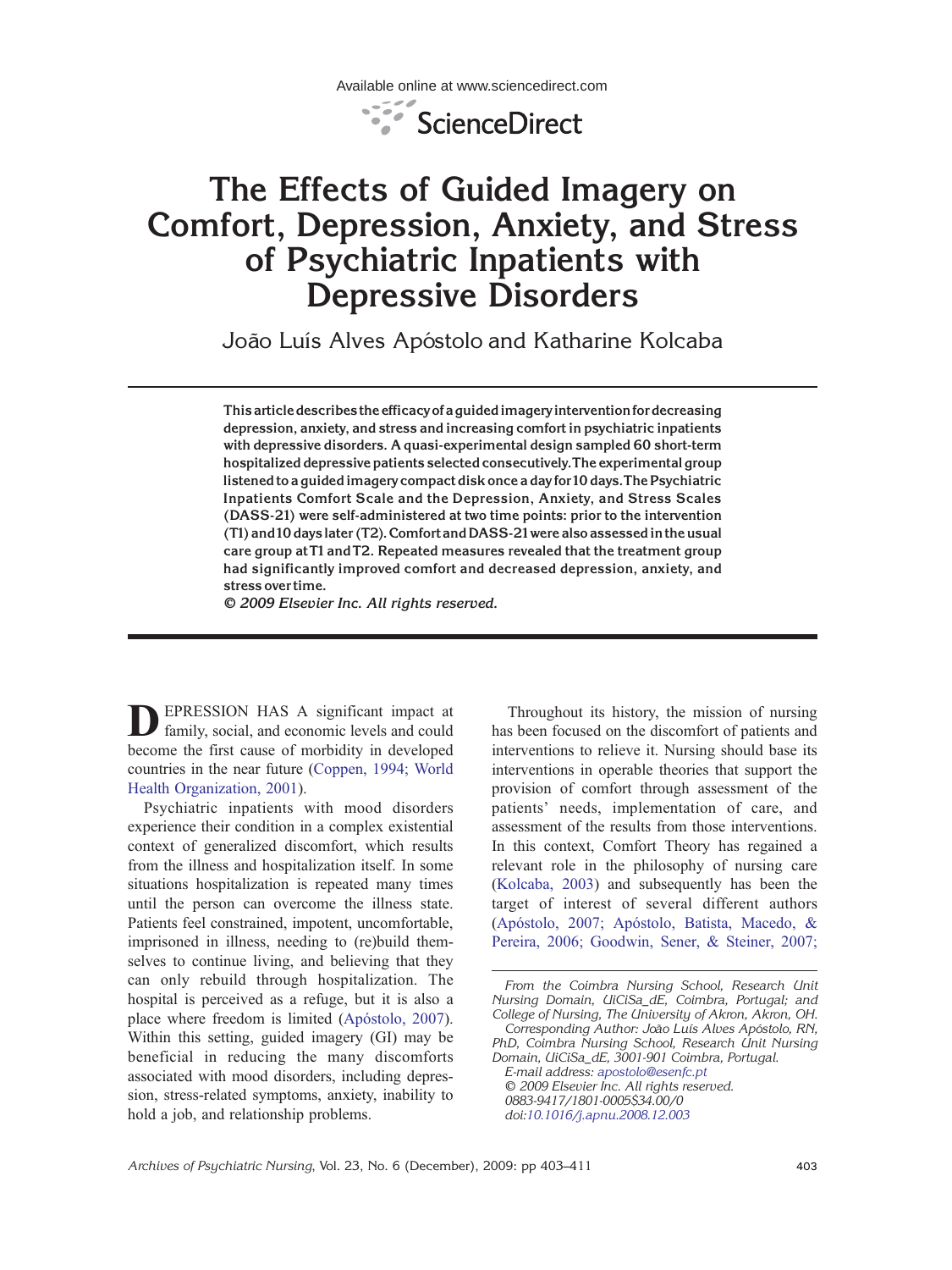# The Effects of Guided Imagery on Comfort, Depression, Anxiety, and Stress of Psychiatric Inpatients with Depressive Disorders

João Luís Alves Apóstolo and Katharine Kolcaba

**This article describes the efficacy of a guided imagery intervention for decreasing depression, anxiety, and stress and increasing comfort in psychiatric inpatients with depressive disorders. A quasi-experimental design sampled 60 short-term hospitalized depressive patients selected consecutively. The experimental group listened to a guided imagery compact disk once a day for 10 days. The Psychiatric Inpatients Comfort Scale and the Depression, Anxiety, and Stress Scales (DASS-21) were self-administered at two time points: prior to the intervention (T1) and 10 days later (T2). Comfort and DASS-21 were also assessed in the usual care group at T1 and T2. Repeated measures revealed that the treatment group had significantly improved comfort and decreased depression, anxiety, and stress over time.**

*© 2009 Elsevier Inc. All rights reserved.*

DEPRESSION HAS A significant impact at family, social, and economic levels and could become the first cause of morbidity in developed countries in the near future (Coppen, 1994; World Health Organization, 2001).

Psychiatric inpatients with mood disorders experience their condition in a complex existential context of generalized discomfort, which results from the illness and hospitalization itself. In some situations hospitalization is repeated many times until the person can overcome the illness state. Patients feel constrained, impotent, uncomfortable, imprisoned in illness, needing to (re)build themselves to continue living, and believing that they can only rebuild through hospitalization. The hospital is perceived as a refuge, but it is also a place where freedom is limited (Apóstolo, 2007). Within this setting, guided imagery (GI) may be beneficial in reducing the many discomforts associated with mood disorders, including depression, stress-related symptoms, anxiety, inability to hold a job, and relationship problems.

Throughout its history, the mission of nursing has been focused on the discomfort of patients and interventions to relieve it. Nursing should base its interventions in operable theories that support the provision of comfort through assessment of the patients' needs, implementation of care, and assessment of the results from those interventions. In this context, Comfort Theory has regained a relevant role in the philosophy of nursing care (Kolcaba, 2003) and subsequently has been the target of interest of several different authors (Apóstolo, 2007; Apóstolo, Batista, Macedo, & Pereira, 2006; Goodwin, Sener, & Steiner, 2007;

*From the Coimbra Nursing School, Research Unit Nursing Domain, UiCiSa_dE, Coimbra, Portugal; and College of Nursing, The University of Akron, Akron, OH.*

*Corresponding Author: João Luís Alves Apóstolo, RN, PhD, Coimbra Nursing School, Research Unit Nursing Domain, UiCiSa_dE, 3001-901 Coimbra, Portugal.*

*E-mail address: apostolo@esenfc.pt*

*© 2009 Elsevier Inc. All rights reserved.*

*0883-9417/1801-0005$34.00/0*

*doi:10.1016/j.apnu.2008.12.003*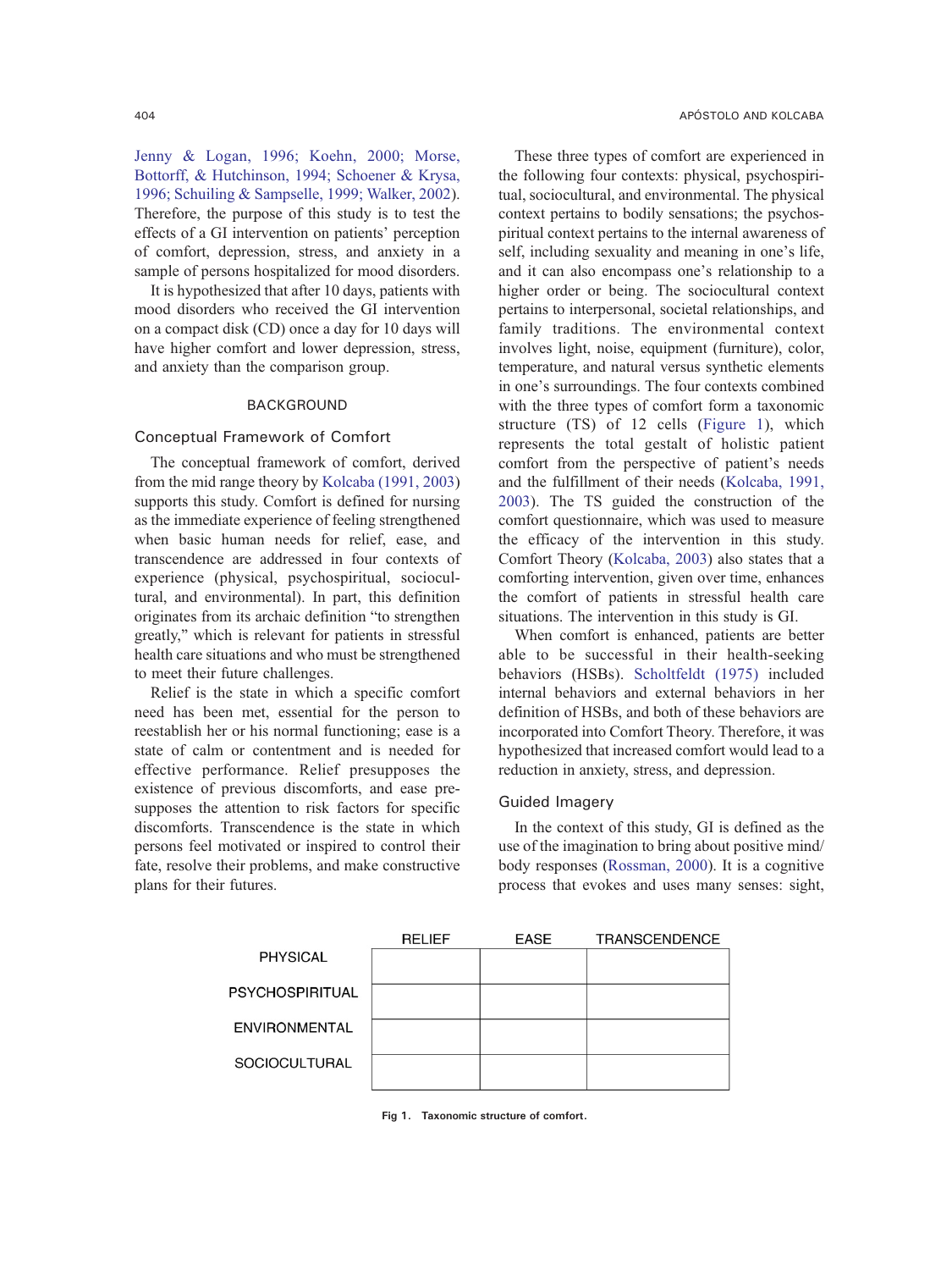Jenny & Logan, 1996; Koehn, 2000; Morse, Bottorff, & Hutchinson, 1994; Schoener & Krysa, 1996; Schuiling & Sampselle, 1999; Walker, 2002). Therefore, the purpose of this study is to test the effects of a GI intervention on patients' perception of comfort, depression, stress, and anxiety in a sample of persons hospitalized for mood disorders.

It is hypothesized that after 10 days, patients with mood disorders who received the GI intervention on a compact disk (CD) once a day for 10 days will have higher comfort and lower depression, stress, and anxiety than the comparison group.

## BACKGROUND

### Conceptual Framework of Comfort

The conceptual framework of comfort, derived from the mid range theory by Kolcaba (1991, 2003) supports this study. Comfort is defined for nursing as the immediate experience of feeling strengthened when basic human needs for relief, ease, and transcendence are addressed in four contexts of experience (physical, psychospiritual, sociocultural, and environmental). In part, this definition originates from its archaic definition "to strengthen greatly," which is relevant for patients in stressful health care situations and who must be strengthened to meet their future challenges.

Relief is the state in which a specific comfort need has been met, essential for the person to reestablish her or his normal functioning; ease is a state of calm or contentment and is needed for effective performance. Relief presupposes the existence of previous discomforts, and ease presupposes the attention to risk factors for specific discomforts. Transcendence is the state in which persons feel motivated or inspired to control their fate, resolve their problems, and make constructive plans for their futures.

These three types of comfort are experienced in the following four contexts: physical, psychospiritual, sociocultural, and environmental. The physical context pertains to bodily sensations; the psychospiritual context pertains to the internal awareness of self, including sexuality and meaning in one's life, and it can also encompass one's relationship to a higher order or being. The sociocultural context pertains to interpersonal, societal relationships, and family traditions. The environmental context involves light, noise, equipment (furniture), color, temperature, and natural versus synthetic elements in one's surroundings. The four contexts combined with the three types of comfort form a taxonomic structure (TS) of 12 cells (Figure 1), which represents the total gestalt of holistic patient comfort from the perspective of patient's needs and the fulfillment of their needs (Kolcaba, 1991, 2003). The TS guided the construction of the comfort questionnaire, which was used to measure the efficacy of the intervention in this study. Comfort Theory (Kolcaba, 2003) also states that a comforting intervention, given over time, enhances the comfort of patients in stressful health care situations. The intervention in this study is GI.

When comfort is enhanced, patients are better able to be successful in their health-seeking behaviors (HSBs). Scholtfeldt (1975) included internal behaviors and external behaviors in her definition of HSBs, and both of these behaviors are incorporated into Comfort Theory. Therefore, it was hypothesized that increased comfort would lead to a reduction in anxiety, stress, and depression.

### Guided Imagery

In the context of this study, GI is defined as the use of the imagination to bring about positive mind/body responses (Rossman, 2000). It is a cognitive process that evokes and uses many senses: sight,

| | RELIEF | EASE | TRANSCENDENCE |
|---|---|---|---|
| PHYSICAL | | | |
| PSYCHOSPIRITUAL | | | |
| ENVIRONMENTAL | | | |
| SOCIOCULTURAL | | | |

**Fig 1. Taxonomic structure of comfort.**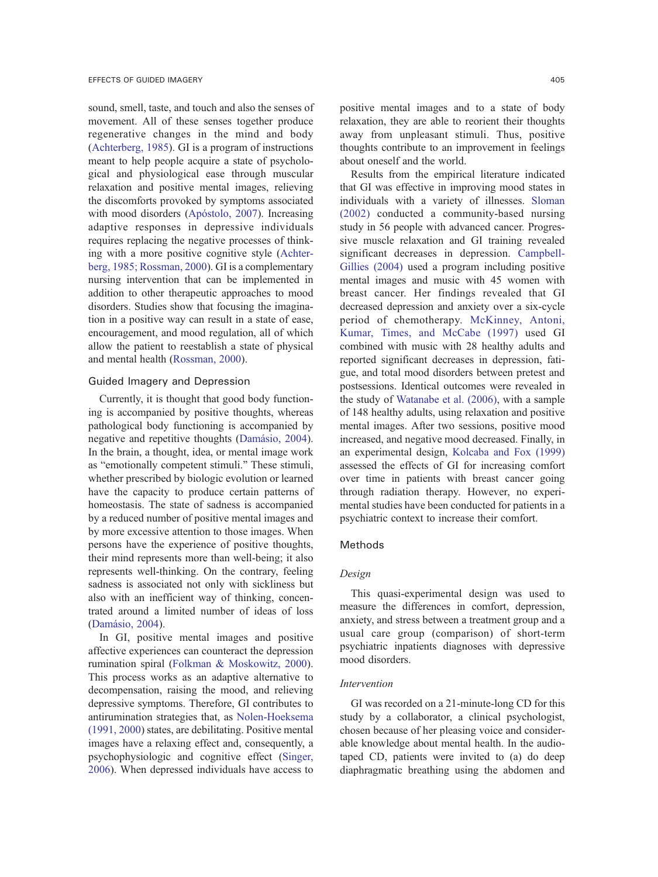sound, smell, taste, and touch and also the senses of movement. All of these senses together produce regenerative changes in the mind and body (Achterberg, 1985). GI is a program of instructions meant to help people acquire a state of psychological and physiological ease through muscular relaxation and positive mental images, relieving the discomforts provoked by symptoms associated with mood disorders (Apóstolo, 2007). Increasing adaptive responses in depressive individuals requires replacing the negative processes of thinking with a more positive cognitive style (Achterberg, 1985; Rossman, 2000). GI is a complementary nursing intervention that can be implemented in addition to other therapeutic approaches to mood disorders. Studies show that focusing the imagination in a positive way can result in a state of ease, encouragement, and mood regulation, all of which allow the patient to reestablish a state of physical and mental health (Rossman, 2000).

## Guided Imagery and Depression

Currently, it is thought that good body functioning is accompanied by positive thoughts, whereas pathological body functioning is accompanied by negative and repetitive thoughts (Damásio, 2004). In the brain, a thought, idea, or mental image work as "emotionally competent stimuli." These stimuli, whether prescribed by biologic evolution or learned have the capacity to produce certain patterns of homeostasis. The state of sadness is accompanied by a reduced number of positive mental images and by more excessive attention to those images. When persons have the experience of positive thoughts, their mind represents more than well-being; it also represents well-thinking. On the contrary, feeling sadness is associated not only with sickliness but also with an inefficient way of thinking, concentrated around a limited number of ideas of loss (Damásio, 2004).

In GI, positive mental images and positive affective experiences can counteract the depression rumination spiral (Folkman & Moskowitz, 2000). This process works as an adaptive alternative to decompensation, raising the mood, and relieving depressive symptoms. Therefore, GI contributes to antirumination strategies that, as Nolen-Hoeksema (1991, 2000) states, are debilitating. Positive mental images have a relaxing effect and, consequently, a psychophysiologic and cognitive effect (Singer, 2006). When depressed individuals have access to positive mental images and to a state of body relaxation, they are able to reorient their thoughts away from unpleasant stimuli. Thus, positive thoughts contribute to an improvement in feelings about oneself and the world.

Results from the empirical literature indicated that GI was effective in improving mood states in individuals with a variety of illnesses. Sloman (2002) conducted a community-based nursing study in 56 people with advanced cancer. Progressive muscle relaxation and GI training revealed significant decreases in depression. Campbell-Gillies (2004) used a program including positive mental images and music with 45 women with breast cancer. Her findings revealed that GI decreased depression and anxiety over a six-cycle period of chemotherapy. McKinney, Antoni, Kumar, Times, and McCabe (1997) used GI combined with music with 28 healthy adults and reported significant decreases in depression, fatigue, and total mood disorders between pretest and postsessions. Identical outcomes were revealed in the study of Watanabe et al. (2006), with a sample of 148 healthy adults, using relaxation and positive mental images. After two sessions, positive mood increased, and negative mood decreased. Finally, in an experimental design, Kolcaba and Fox (1999) assessed the effects of GI for increasing comfort over time in patients with breast cancer going through radiation therapy. However, no experimental studies have been conducted for patients in a psychiatric context to increase their comfort.

## Methods

### *Design*

This quasi-experimental design was used to measure the differences in comfort, depression, anxiety, and stress between a treatment group and a usual care group (comparison) of short-term psychiatric inpatients diagnoses with depressive mood disorders.

### *Intervention*

GI was recorded on a 21-minute-long CD for this study by a collaborator, a clinical psychologist, chosen because of her pleasing voice and considerable knowledge about mental health. In the audiotaped CD, patients were invited to (a) do deep diaphragmatic breathing using the abdomen and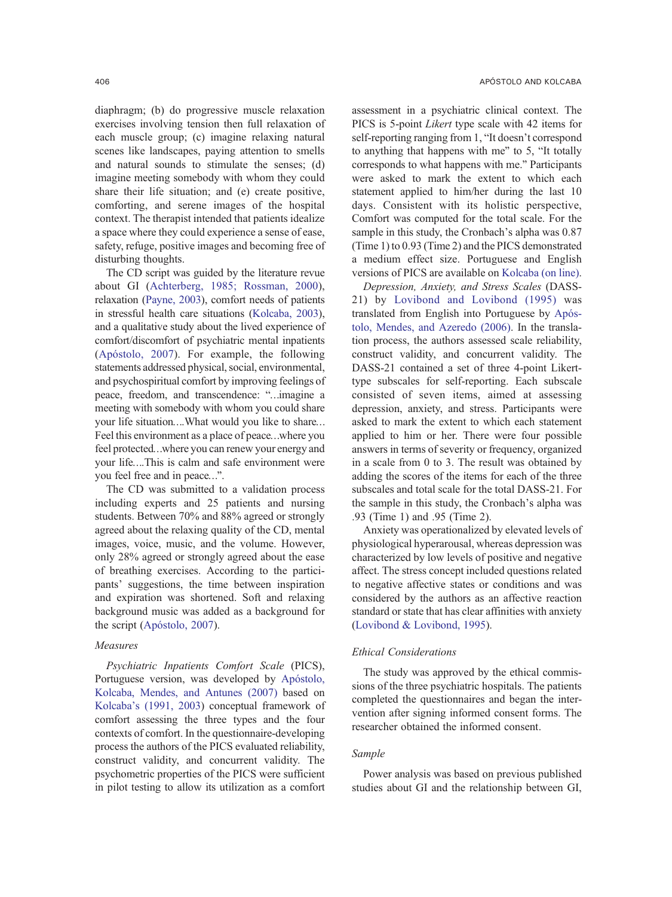diaphragm; (b) do progressive muscle relaxation exercises involving tension then full relaxation of each muscle group; (c) imagine relaxing natural scenes like landscapes, paying attention to smells and natural sounds to stimulate the senses; (d) imagine meeting somebody with whom they could share their life situation; and (e) create positive, comforting, and serene images of the hospital context. The therapist intended that patients idealize a space where they could experience a sense of ease, safety, refuge, positive images and becoming free of disturbing thoughts.

The CD script was guided by the literature revue about GI (Achterberg, 1985; Rossman, 2000), relaxation (Payne, 2003), comfort needs of patients in stressful health care situations (Kolcaba, 2003), and a qualitative study about the lived experience of comfort/discomfort of psychiatric mental inpatients (Apóstolo, 2007). For example, the following statements addressed physical, social, environmental, and psychospiritual comfort by improving feelings of peace, freedom, and transcendence: "…imagine a meeting with somebody with whom you could share your life situation….What would you like to share… Feel this environment as a place of peace…where you feel protected…where you can renew your energy and your life….This is calm and safe environment were you feel free and in peace…".

The CD was submitted to a validation process including experts and 25 patients and nursing students. Between 70% and 88% agreed or strongly agreed about the relaxing quality of the CD, mental images, voice, music, and the volume. However, only 28% agreed or strongly agreed about the ease of breathing exercises. According to the participants' suggestions, the time between inspiration and expiration was shortened. Soft and relaxing background music was added as a background for the script (Apóstolo, 2007).

### Measures

*Psychiatric Inpatients Comfort Scale* (PICS), Portuguese version, was developed by Apóstolo, Kolcaba, Mendes, and Antunes (2007) based on Kolcaba's (1991, 2003) conceptual framework of comfort assessing the three types and the four contexts of comfort. In the questionnaire-developing process the authors of the PICS evaluated reliability, construct validity, and concurrent validity. The psychometric properties of the PICS were sufficient in pilot testing to allow its utilization as a comfort assessment in a psychiatric clinical context. The PICS is 5-point *Likert* type scale with 42 items for self-reporting ranging from 1, "It doesn't correspond to anything that happens with me" to 5, "It totally corresponds to what happens with me." Participants were asked to mark the extent to which each statement applied to him/her during the last 10 days. Consistent with its holistic perspective, Comfort was computed for the total scale. For the sample in this study, the Cronbach's alpha was 0.87 (Time 1) to 0.93 (Time 2) and the PICS demonstrated a medium effect size. Portuguese and English versions of PICS are available on Kolcaba (on line).

*Depression, Anxiety, and Stress Scales* (DASS-21) by Lovibond and Lovibond (1995) was translated from English into Portuguese by Apóstolo, Mendes, and Azeredo (2006). In the translation process, the authors assessed scale reliability, construct validity, and concurrent validity. The DASS-21 contained a set of three 4-point Likert-type subscales for self-reporting. Each subscale consisted of seven items, aimed at assessing depression, anxiety, and stress. Participants were asked to mark the extent to which each statement applied to him or her. There were four possible answers in terms of severity or frequency, organized in a scale from 0 to 3. The result was obtained by adding the scores of the items for each of the three subscales and total scale for the total DASS-21. For the sample in this study, the Cronbach's alpha was .93 (Time 1) and .95 (Time 2).

Anxiety was operationalized by elevated levels of physiological hyperarousal, whereas depression was characterized by low levels of positive and negative affect. The stress concept included questions related to negative affective states or conditions and was considered by the authors as an affective reaction standard or state that has clear affinities with anxiety (Lovibond & Lovibond, 1995).

### Ethical Considerations

The study was approved by the ethical commissions of the three psychiatric hospitals. The patients completed the questionnaires and began the intervention after signing informed consent forms. The researcher obtained the informed consent.

### Sample

Power analysis was based on previous published studies about GI and the relationship between GI,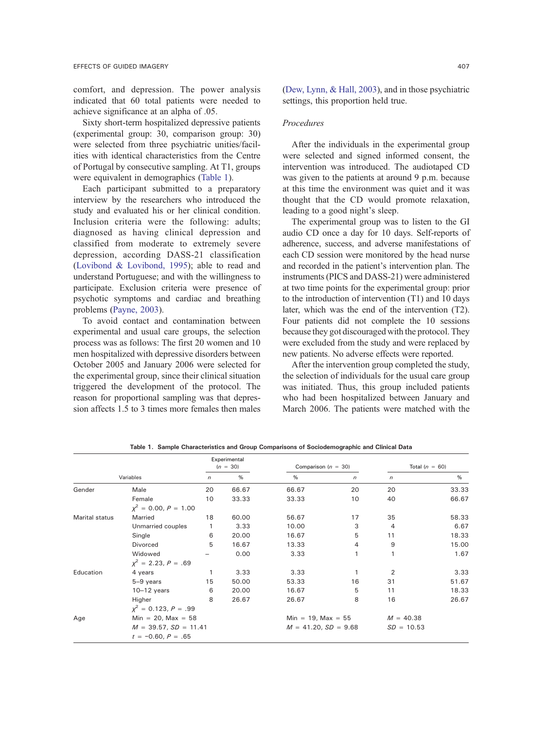comfort, and depression. The power analysis indicated that 60 total patients were needed to achieve significance at an alpha of .05.

Sixty short-term hospitalized depressive patients (experimental group: 30, comparison group: 30) were selected from three psychiatric unities/facilities with identical characteristics from the Centre of Portugal by consecutive sampling. At T1, groups were equivalent in demographics (Table 1).

Each participant submitted to a preparatory interview by the researchers who introduced the study and evaluated his or her clinical condition. Inclusion criteria were the following: adults; diagnosed as having clinical depression and classified from moderate to extremely severe depression, according DASS-21 classification (Lovibond & Lovibond, 1995); able to read and understand Portuguese; and with the willingness to participate. Exclusion criteria were presence of psychotic symptoms and cardiac and breathing problems (Payne, 2003).

To avoid contact and contamination between experimental and usual care groups, the selection process was as follows: The first 20 women and 10 men hospitalized with depressive disorders between October 2005 and January 2006 were selected for the experimental group, since their clinical situation triggered the development of the protocol. The reason for proportional sampling was that depression affects 1.5 to 3 times more females then males (Dew, Lynn, & Hall, 2003), and in those psychiatric settings, this proportion held true.

*Procedures*

After the individuals in the experimental group were selected and signed informed consent, the intervention was introduced. The audiotaped CD was given to the patients at around 9 p.m. because at this time the environment was quiet and it was thought that the CD would promote relaxation, leading to a good night's sleep.

The experimental group was to listen to the GI audio CD once a day for 10 days. Self-reports of adherence, success, and adverse manifestations of each CD session were monitored by the head nurse and recorded in the patient's intervention plan. The instruments (PICS and DASS-21) were administered at two time points for the experimental group: prior to the introduction of intervention (T1) and 10 days later, which was the end of the intervention (T2). Four patients did not complete the 10 sessions because they got discouraged with the protocol. They were excluded from the study and were replaced by new patients. No adverse effects were reported.

After the intervention group completed the study, the selection of individuals for the usual care group was initiated. Thus, this group included patients who had been hospitalized between January and March 2006. The patients were matched with the

**Table 1. Sample Characteristics and Group Comparisons of Sociodemographic and Clinical Data**

| Variables | | Experimental ($n$ = 30) | | Comparison ($n$ = 30) | | Total ($n$ = 60) | |
|---|---|---|---|---|---|---|---|
| | | $n$ | % | % | $n$ | $n$ | % |
| Gender | Male | 20 | 66.67 | 66.67 | 20 | 20 | 33.33 |
| | Female | 10 | 33.33 | 33.33 | 10 | 40 | 66.67 |
| | $\chi^2$ = 0.00, $P$ = 1.00 | | | | | | |
| Marital status | Married | 18 | 60.00 | 56.67 | 17 | 35 | 58.33 |
| | Unmarried couples | 1 | 3.33 | 10.00 | 3 | 4 | 6.67 |
| | Single | 6 | 20.00 | 16.67 | 5 | 11 | 18.33 |
| | Divorced | 5 | 16.67 | 13.33 | 4 | 9 | 15.00 |
| | Widowed | – | 0.00 | 3.33 | 1 | 1 | 1.67 |
| | $\chi^2$ = 2.23, $P$ = .69 | | | | | | |
| Education | 4 years | 1 | 3.33 | 3.33 | 1 | 2 | 3.33 |
| | 5–9 years | 15 | 50.00 | 53.33 | 16 | 31 | 51.67 |
| | 10–12 years | 6 | 20.00 | 16.67 | 5 | 11 | 18.33 |
| | Higher | 8 | 26.67 | 26.67 | 8 | 16 | 26.67 |
| | $\chi^2$ = 0.123, $P$ = .99 | | | | | | |
| Age | Min = 20, Max = 58 | | | Min = 19, Max = 55 | | $M$ = 40.38 | |
| | $M$ = 39.57, $SD$ = 11.41 | | | $M$ = 41.20, $SD$ = 9.68 | | $SD$ = 10.53 | |
| | $t$ = −0.60, $P$ = .65 | | | | | | |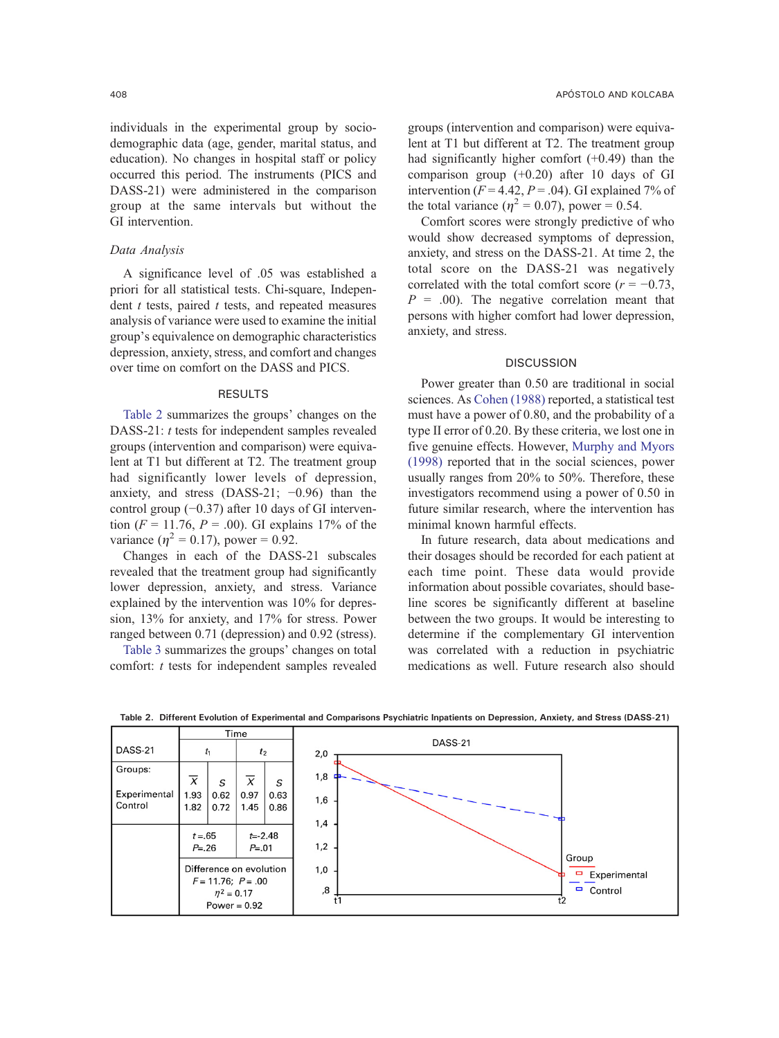individuals in the experimental group by sociodemographic data (age, gender, marital status, and education). No changes in hospital staff or policy occurred this period. The instruments (PICS and DASS-21) were administered in the comparison group at the same intervals but without the GI intervention.

### Data Analysis

A significance level of .05 was established a priori for all statistical tests. Chi-square, Independent *t* tests, paired *t* tests, and repeated measures analysis of variance were used to examine the initial group's equivalence on demographic characteristics depression, anxiety, stress, and comfort and changes over time on comfort on the DASS and PICS.

## RESULTS

Table 2 summarizes the groups' changes on the DASS-21: *t* tests for independent samples revealed groups (intervention and comparison) were equivalent at T1 but different at T2. The treatment group had significantly lower levels of depression, anxiety, and stress (DASS-21; −0.96) than the control group (−0.37) after 10 days of GI intervention ($F$ = 11.76, $P$ = .00). GI explains 17% of the variance ($\eta^2$ = 0.17), power = 0.92.

Changes in each of the DASS-21 subscales revealed that the treatment group had significantly lower depression, anxiety, and stress. Variance explained by the intervention was 10% for depression, 13% for anxiety, and 17% for stress. Power ranged between 0.71 (depression) and 0.92 (stress).

Table 3 summarizes the groups' changes on total comfort: *t* tests for independent samples revealed groups (intervention and comparison) were equivalent at T1 but different at T2. The treatment group had significantly higher comfort (+0.49) than the comparison group (+0.20) after 10 days of GI intervention ($F$ = 4.42, $P$ = .04). GI explained 7% of the total variance ($\eta^2$ = 0.07), power = 0.54.

Comfort scores were strongly predictive of who would show decreased symptoms of depression, anxiety, and stress on the DASS-21. At time 2, the total score on the DASS-21 was negatively correlated with the total comfort score ($r$ = −0.73, $P$ = .00). The negative correlation meant that persons with higher comfort had lower depression, anxiety, and stress.

## DISCUSSION

Power greater than 0.50 are traditional in social sciences. As Cohen (1988) reported, a statistical test must have a power of 0.80, and the probability of a type II error of 0.20. By these criteria, we lost one in five genuine effects. However, Murphy and Myors (1998) reported that in the social sciences, power usually ranges from 20% to 50%. Therefore, these investigators recommend using a power of 0.50 in future similar research, where the intervention has minimal known harmful effects.

In future research, data about medications and their dosages should be recorded for each patient at each time point. These data would provide information about possible covariates, should baseline scores be significantly different at baseline between the two groups. It would be interesting to determine if the complementary GI intervention was correlated with a reduction in psychiatric medications as well. Future research also should

**Table 2.** Different Evolution of Experimental and Comparisons Psychiatric Inpatients on Depression, Anxiety, and Stress (DASS-21)

| DASS-21 | $t_1$ | | $t_2$ | |
|---|---|---|---|---|
| Groups: | $\bar{X}$ | $S$ | $\bar{X}$ | $S$ |
| Experimental | 1.93 | 0.62 | 0.97 | 0.63 |
| Control | 1.82 | 0.72 | 1.45 | 0.86 |
| | $t$ = .65, $P$ = .26 | | $t$ = -2.48, $P$ = .01 | |
| | Difference on evolution: $F$ = 11.76; $P$ = .00; $\eta^2$ = 0.17; Power = 0.92 | | | |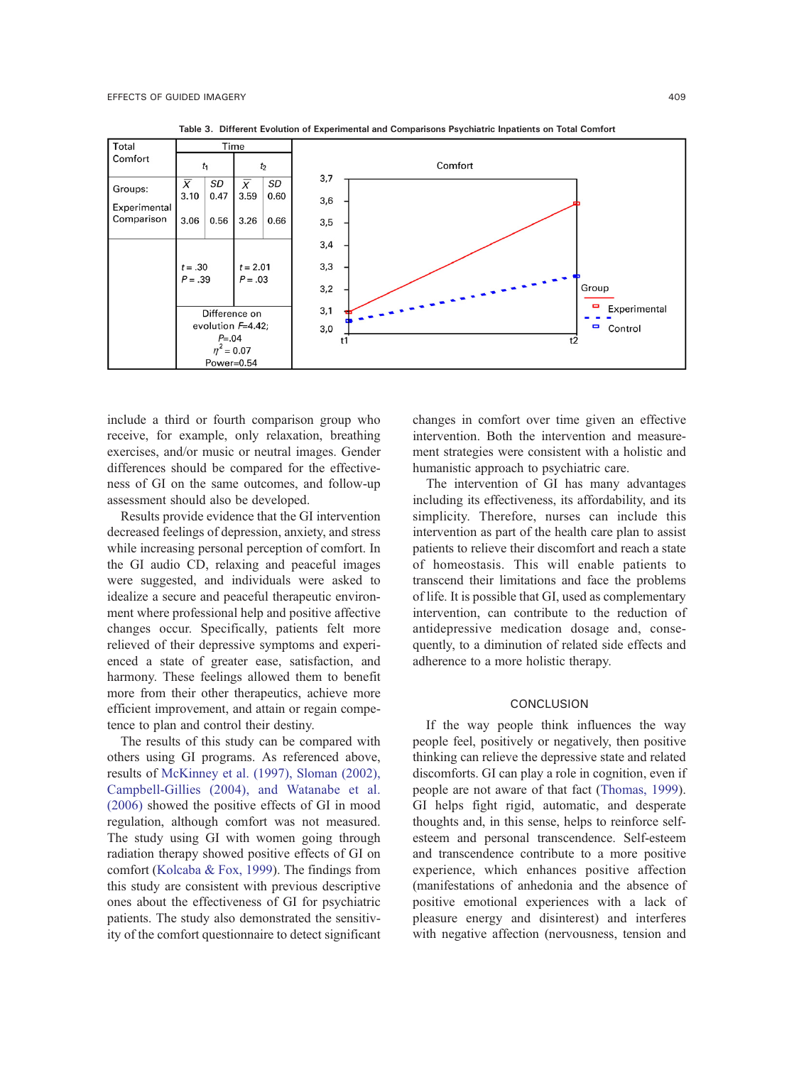Table 3. Different Evolution of Experimental and Comparisons Psychiatric Inpatients on Total Comfort

| Total Comfort | Time | | | |
|---|---|---|---|---|
| | $t_1$ | | $t_2$ | |
| Groups: | $\bar{X}$ | *SD* | $\bar{X}$ | *SD* |
| Experimental | 3.10 | 0.47 | 3.59 | 0.60 |
| Comparison | 3.06 | 0.56 | 3.26 | 0.66 |
| | $t = .30$, $P = .39$ | | $t = 2.01$, $P = .03$ | |
| | Difference on evolution $F$=4.42; $P$=.04; $\eta^2 = 0.07$; Power=0.54 | | | |

Comfort

3,7
3,6
3,5
3,4
3,3
3,2
3,1
3,0

t1
t2

Group
Experimental
Control

include a third or fourth comparison group who receive, for example, only relaxation, breathing exercises, and/or music or neutral images. Gender differences should be compared for the effectiveness of GI on the same outcomes, and follow-up assessment should also be developed.

Results provide evidence that the GI intervention decreased feelings of depression, anxiety, and stress while increasing personal perception of comfort. In the GI audio CD, relaxing and peaceful images were suggested, and individuals were asked to idealize a secure and peaceful therapeutic environment where professional help and positive affective changes occur. Specifically, patients felt more relieved of their depressive symptoms and experienced a state of greater ease, satisfaction, and harmony. These feelings allowed them to benefit more from their other therapeutics, achieve more efficient improvement, and attain or regain competence to plan and control their destiny.

The results of this study can be compared with others using GI programs. As referenced above, results of McKinney et al. (1997), Sloman (2002), Campbell-Gillies (2004), and Watanabe et al. (2006) showed the positive effects of GI in mood regulation, although comfort was not measured. The study using GI with women going through radiation therapy showed positive effects of GI on comfort (Kolcaba & Fox, 1999). The findings from this study are consistent with previous descriptive ones about the effectiveness of GI for psychiatric patients. The study also demonstrated the sensitivity of the comfort questionnaire to detect significant changes in comfort over time given an effective intervention. Both the intervention and measurement strategies were consistent with a holistic and humanistic approach to psychiatric care.

The intervention of GI has many advantages including its effectiveness, its affordability, and its simplicity. Therefore, nurses can include this intervention as part of the health care plan to assist patients to relieve their discomfort and reach a state of homeostasis. This will enable patients to transcend their limitations and face the problems of life. It is possible that GI, used as complementary intervention, can contribute to the reduction of antidepressive medication dosage and, consequently, to a diminution of related side effects and adherence to a more holistic therapy.

## CONCLUSION

If the way people think influences the way people feel, positively or negatively, then positive thinking can relieve the depressive state and related discomforts. GI can play a role in cognition, even if people are not aware of that fact (Thomas, 1999). GI helps fight rigid, automatic, and desperate thoughts and, in this sense, helps to reinforce self-esteem and personal transcendence. Self-esteem and transcendence contribute to a more positive experience, which enhances positive affection (manifestations of anhedonia and the absence of positive emotional experiences with a lack of pleasure energy and disinterest) and interferes with negative affection (nervousness, tension and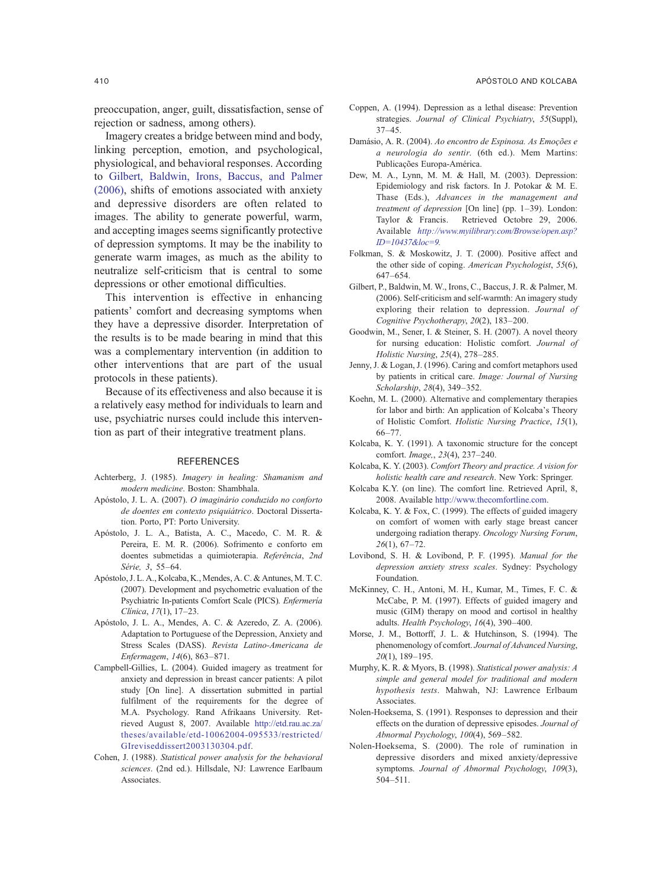preoccupation, anger, guilt, dissatisfaction, sense of rejection or sadness, among others).

Imagery creates a bridge between mind and body, linking perception, emotion, and psychological, physiological, and behavioral responses. According to Gilbert, Baldwin, Irons, Baccus, and Palmer (2006), shifts of emotions associated with anxiety and depressive disorders are often related to images. The ability to generate powerful, warm, and accepting images seems significantly protective of depression symptoms. It may be the inability to generate warm images, as much as the ability to neutralize self-criticism that is central to some depressions or other emotional difficulties.

This intervention is effective in enhancing patients' comfort and decreasing symptoms when they have a depressive disorder. Interpretation of the results is to be made bearing in mind that this was a complementary intervention (in addition to other interventions that are part of the usual protocols in these patients).

Because of its effectiveness and also because it is a relatively easy method for individuals to learn and use, psychiatric nurses could include this intervention as part of their integrative treatment plans.

## REFERENCES

Achterberg, J. (1985). *Imagery in healing: Shamanism and modern medicine*. Boston: Shambhala.

Apóstolo, J. L. A. (2007). *O imaginário conduzido no conforto de doentes em contexto psiquiátrico*. Doctoral Dissertation. Porto, PT: Porto University.

Apóstolo, J. L. A., Batista, A. C., Macedo, C. M. R. & Pereira, E. M. R. (2006). Sofrimento e conforto em doentes submetidas a quimioterapia. *Referência*, *2nd Série, 3*, 55–64.

Apóstolo, J. L. A., Kolcaba, K., Mendes, A. C. & Antunes, M. T. C. (2007). Development and psychometric evaluation of the Psychiatric In-patients Comfort Scale (PICS). *Enfermería Clínica*, *17*(1), 17–23.

Apóstolo, J. L. A., Mendes, A. C. & Azeredo, Z. A. (2006). Adaptation to Portuguese of the Depression, Anxiety and Stress Scales (DASS). *Revista Latino-Americana de Enfermagem*, *14*(6), 863–871.

Campbell-Gillies, L. (2004). Guided imagery as treatment for anxiety and depression in breast cancer patients: A pilot study [On line]. A dissertation submitted in partial fulfilment of the requirements for the degree of M.A. Psychology. Rand Afrikaans University. Retrieved August 8, 2007. Available http://etd.rau.ac.za/theses/available/etd-10062004-095533/restricted/GIreviseddissert2003130304.pdf.

Cohen, J. (1988). *Statistical power analysis for the behavioral sciences*. (2nd ed.). Hillsdale, NJ: Lawrence Earlbaum Associates.

Coppen, A. (1994). Depression as a lethal disease: Prevention strategies. *Journal of Clinical Psychiatry*, *55*(Suppl), 37–45.

Damásio, A. R. (2004). *Ao encontro de Espinosa. As Emoções e a neurologia do sentir*. (6th ed.). Mem Martins: Publicações Europa-América.

Dew, M. A., Lynn, M. M. & Hall, M. (2003). Depression: Epidemiology and risk factors. In J. Potokar & M. E. Thase (Eds.), *Advances in the management and treatment of depression* [On line] (pp. 1–39). London: Taylor & Francis. Retrieved Octobre 29, 2006. Available *http://www.myilibrary.com/Browse/open.asp?ID=10437&loc=9*.

Folkman, S. & Moskowitz, J. T. (2000). Positive affect and the other side of coping. *American Psychologist*, *55*(6), 647–654.

Gilbert, P., Baldwin, M. W., Irons, C., Baccus, J. R. & Palmer, M. (2006). Self-criticism and self-warmth: An imagery study exploring their relation to depression. *Journal of Cognitive Psychotherapy*, *20*(2), 183–200.

Goodwin, M., Sener, I. & Steiner, S. H. (2007). A novel theory for nursing education: Holistic comfort. *Journal of Holistic Nursing*, *25*(4), 278–285.

Jenny, J. & Logan, J. (1996). Caring and comfort metaphors used by patients in critical care. *Image: Journal of Nursing Scholarship*, *28*(4), 349–352.

Koehn, M. L. (2000). Alternative and complementary therapies for labor and birth: An application of Kolcaba's Theory of Holistic Comfort. *Holistic Nursing Practice*, *15*(1), 66–77.

Kolcaba, K. Y. (1991). A taxonomic structure for the concept comfort. *Image,*, *23*(4), 237–240.

Kolcaba, K. Y. (2003). *Comfort Theory and practice. A vision for holistic health care and research*. New York: Springer.

Kolcaba K.Y. (on line). The comfort line. Retrieved April, 8, 2008. Available http://www.thecomfortline.com.

Kolcaba, K. Y. & Fox, C. (1999). The effects of guided imagery on comfort of women with early stage breast cancer undergoing radiation therapy. *Oncology Nursing Forum*, *26*(1), 67–72.

Lovibond, S. H. & Lovibond, P. F. (1995). *Manual for the depression anxiety stress scales*. Sydney: Psychology Foundation.

McKinney, C. H., Antoni, M. H., Kumar, M., Times, F. C. & McCabe, P. M. (1997). Effects of guided imagery and music (GIM) therapy on mood and cortisol in healthy adults. *Health Psychology*, *16*(4), 390–400.

Morse, J. M., Bottorff, J. L. & Hutchinson, S. (1994). The phenomenology of comfort. *Journal of Advanced Nursing*, *20*(1), 189–195.

Murphy, K. R. & Myors, B. (1998). *Statistical power analysis: A simple and general model for traditional and modern hypothesis tests*. Mahwah, NJ: Lawrence Erlbaum Associates.

Nolen-Hoeksema, S. (1991). Responses to depression and their effects on the duration of depressive episodes. *Journal of Abnormal Psychology*, *100*(4), 569–582.

Nolen-Hoeksema, S. (2000). The role of rumination in depressive disorders and mixed anxiety/depressive symptoms. *Journal of Abnormal Psychology*, *109*(3), 504–511.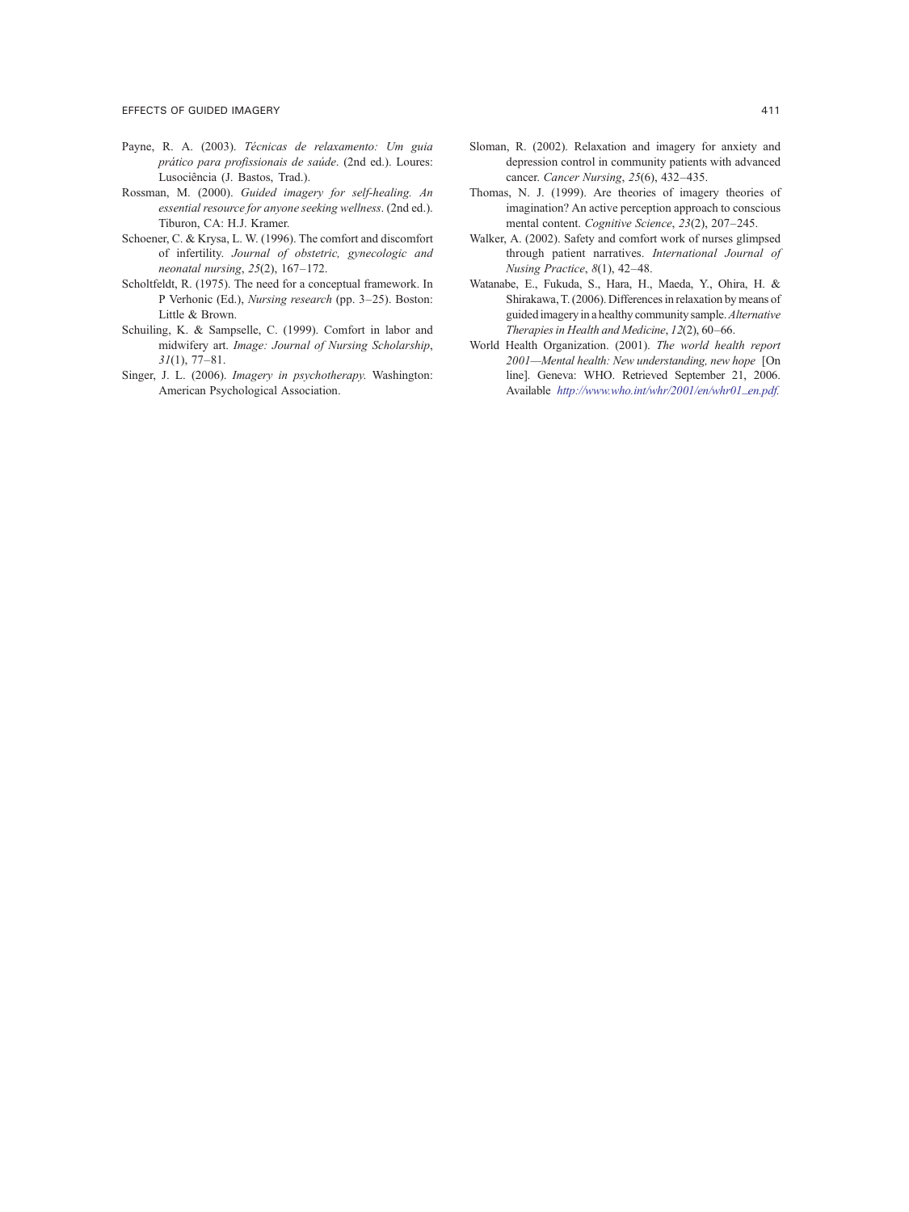Payne, R. A. (2003). *Técnicas de relaxamento: Um guia prático para profissionais de saúde*. (2nd ed.). Loures: Lusociência (J. Bastos, Trad.).

Rossman, M. (2000). *Guided imagery for self-healing. An essential resource for anyone seeking wellness*. (2nd ed.). Tiburon, CA: H.J. Kramer.

Schoener, C. & Krysa, L. W. (1996). The comfort and discomfort of infertility. *Journal of obstetric, gynecologic and neonatal nursing*, *25*(2), 167–172.

Scholtfeldt, R. (1975). The need for a conceptual framework. In P Verhonic (Ed.), *Nursing research* (pp. 3–25). Boston: Little & Brown.

Schuiling, K. & Sampselle, C. (1999). Comfort in labor and midwifery art. *Image: Journal of Nursing Scholarship*, *31*(1), 77–81.

Singer, J. L. (2006). *Imagery in psychotherapy*. Washington: American Psychological Association.

Sloman, R. (2002). Relaxation and imagery for anxiety and depression control in community patients with advanced cancer. *Cancer Nursing*, *25*(6), 432–435.

Thomas, N. J. (1999). Are theories of imagery theories of imagination? An active perception approach to conscious mental content. *Cognitive Science*, *23*(2), 207–245.

Walker, A. (2002). Safety and comfort work of nurses glimpsed through patient narratives. *International Journal of Nusing Practice*, *8*(1), 42–48.

Watanabe, E., Fukuda, S., Hara, H., Maeda, Y., Ohira, H. & Shirakawa, T. (2006). Differences in relaxation by means of guided imagery in a healthy community sample. *Alternative Therapies in Health and Medicine*, *12*(2), 60–66.

World Health Organization. (2001). *The world health report 2001—Mental health: New understanding, new hope* [On line]. Geneva: WHO. Retrieved September 21, 2006. Available http://www.who.int/whr/2001/en/whr01_en.pdf.